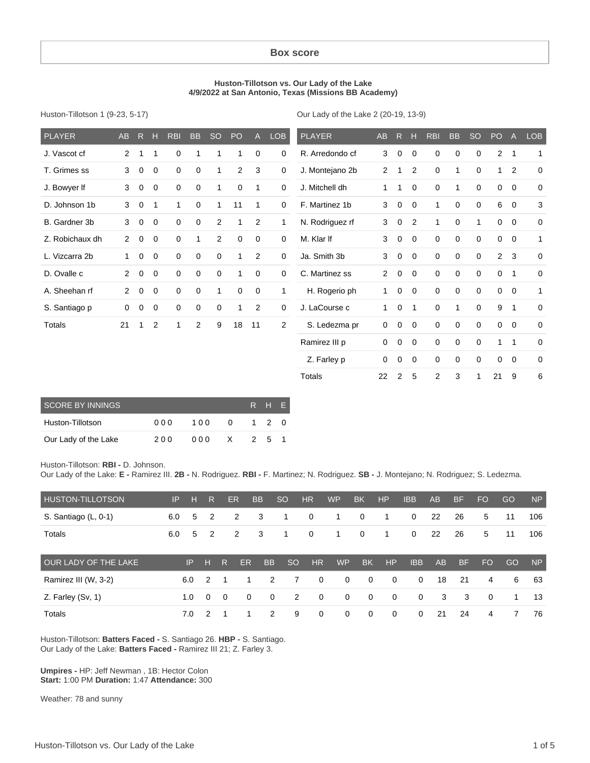## Box score

**Huston-Tillotson vs. Our Lady of the Lake**
**4/9/2022 at San Antonio, Texas (Missions BB Academy)**

Huston-Tillotson 1 (9-23, 5-17)

| PLAYER | AB | R | H | RBI | BB | SO | PO | A | LOB |
|---|---|---|---|---|---|---|---|---|---|
| J. Vascot cf | 2 | 1 | 1 | 0 | 1 | 1 | 1 | 0 | 0 |
| T. Grimes ss | 3 | 0 | 0 | 0 | 0 | 1 | 2 | 3 | 0 |
| J. Bowyer lf | 3 | 0 | 0 | 0 | 0 | 1 | 0 | 1 | 0 |
| D. Johnson 1b | 3 | 0 | 1 | 1 | 0 | 1 | 11 | 1 | 0 |
| B. Gardner 3b | 3 | 0 | 0 | 0 | 0 | 2 | 1 | 2 | 1 |
| Z. Robichaux dh | 2 | 0 | 0 | 0 | 1 | 2 | 0 | 0 | 0 |
| L. Vizcarra 2b | 1 | 0 | 0 | 0 | 0 | 0 | 1 | 2 | 0 |
| D. Ovalle c | 2 | 0 | 0 | 0 | 0 | 0 | 1 | 0 | 0 |
| A. Sheehan rf | 2 | 0 | 0 | 0 | 0 | 1 | 0 | 0 | 1 |
| S. Santiago p | 0 | 0 | 0 | 0 | 0 | 0 | 1 | 2 | 0 |
| Totals | 21 | 1 | 2 | 1 | 2 | 9 | 18 | 11 | 2 |

Our Lady of the Lake 2 (20-19, 13-9)

| PLAYER | AB | R | H | RBI | BB | SO | PO | A | LOB |
|---|---|---|---|---|---|---|---|---|---|
| R. Arredondo cf | 3 | 0 | 0 | 0 | 0 | 0 | 2 | 1 | 1 |
| J. Montejano 2b | 2 | 1 | 2 | 0 | 1 | 0 | 1 | 2 | 0 |
| J. Mitchell dh | 1 | 1 | 0 | 0 | 1 | 0 | 0 | 0 | 0 |
| F. Martinez 1b | 3 | 0 | 0 | 1 | 0 | 0 | 6 | 0 | 3 |
| N. Rodriguez rf | 3 | 0 | 2 | 1 | 0 | 1 | 0 | 0 | 0 |
| M. Klar lf | 3 | 0 | 0 | 0 | 0 | 0 | 0 | 0 | 1 |
| Ja. Smith 3b | 3 | 0 | 0 | 0 | 0 | 0 | 2 | 3 | 0 |
| C. Martinez ss | 2 | 0 | 0 | 0 | 0 | 0 | 0 | 1 | 0 |
| H. Rogerio ph | 1 | 0 | 0 | 0 | 0 | 0 | 0 | 0 | 1 |
| J. LaCourse c | 1 | 0 | 1 | 0 | 1 | 0 | 9 | 1 | 0 |
| S. Ledezma pr | 0 | 0 | 0 | 0 | 0 | 0 | 0 | 0 | 0 |
| Ramirez III p | 0 | 0 | 0 | 0 | 0 | 0 | 1 | 1 | 0 |
| Z. Farley p | 0 | 0 | 0 | 0 | 0 | 0 | 0 | 0 | 0 |
| Totals | 22 | 2 | 5 | 2 | 3 | 1 | 21 | 9 | 6 |

| SCORE BY INNINGS | | | | R | H | E |
|---|---|---|---|---|---|---|
| Huston-Tillotson | 000 | 100 | 0 | 1 | 2 | 0 |
| Our Lady of the Lake | 200 | 000 | X | 2 | 5 | 1 |

Huston-Tillotson: **RBI -** D. Johnson.
Our Lady of the Lake: **E -** Ramirez III. **2B -** N. Rodriguez. **RBI -** F. Martinez; N. Rodriguez. **SB -** J. Montejano; N. Rodriguez; S. Ledezma.

| HUSTON-TILLOTSON | IP | H | R | ER | BB | SO | HR | WP | BK | HP | IBB | AB | BF | FO | GO | NP |
|---|---|---|---|---|---|---|---|---|---|---|---|---|---|---|---|---|
| S. Santiago (L, 0-1) | 6.0 | 5 | 2 | 2 | 3 | 1 | 0 | 1 | 0 | 1 | 0 | 22 | 26 | 5 | 11 | 106 |
| Totals | 6.0 | 5 | 2 | 2 | 3 | 1 | 0 | 1 | 0 | 1 | 0 | 22 | 26 | 5 | 11 | 106 |

| OUR LADY OF THE LAKE | IP | H | R | ER | BB | SO | HR | WP | BK | HP | IBB | AB | BF | FO | GO | NP |
|---|---|---|---|---|---|---|---|---|---|---|---|---|---|---|---|---|
| Ramirez III (W, 3-2) | 6.0 | 2 | 1 | 1 | 2 | 7 | 0 | 0 | 0 | 0 | 0 | 18 | 21 | 4 | 6 | 63 |
| Z. Farley (Sv, 1) | 1.0 | 0 | 0 | 0 | 0 | 2 | 0 | 0 | 0 | 0 | 0 | 3 | 3 | 0 | 1 | 13 |
| Totals | 7.0 | 2 | 1 | 1 | 2 | 9 | 0 | 0 | 0 | 0 | 0 | 21 | 24 | 4 | 7 | 76 |

Huston-Tillotson: **Batters Faced -** S. Santiago 26. **HBP -** S. Santiago.
Our Lady of the Lake: **Batters Faced -** Ramirez III 21; Z. Farley 3.

**Umpires -** HP: Jeff Newman , 1B: Hector Colon
**Start:** 1:00 PM **Duration:** 1:47 **Attendance:** 300

Weather: 78 and sunny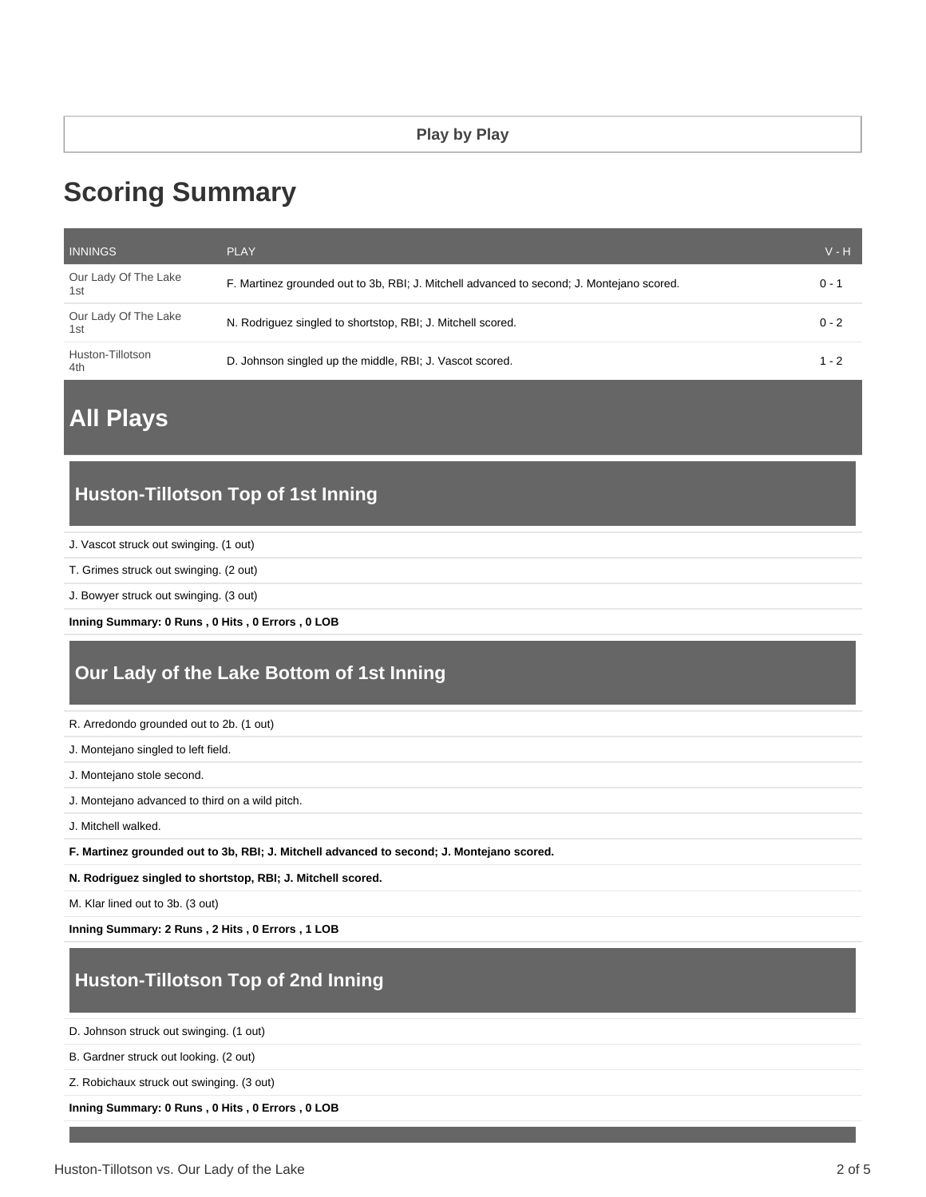## Play by Play

# Scoring Summary

| INNINGS | PLAY | V - H |
|---|---|---|
| Our Lady Of The Lake 1st | F. Martinez grounded out to 3b, RBI; J. Mitchell advanced to second; J. Montejano scored. | 0 - 1 |
| Our Lady Of The Lake 1st | N. Rodriguez singled to shortstop, RBI; J. Mitchell scored. | 0 - 2 |
| Huston-Tillotson 4th | D. Johnson singled up the middle, RBI; J. Vascot scored. | 1 - 2 |

# All Plays

### Huston-Tillotson Top of 1st Inning

J. Vascot struck out swinging. (1 out)

T. Grimes struck out swinging. (2 out)

J. Bowyer struck out swinging. (3 out)

**Inning Summary: 0 Runs , 0 Hits , 0 Errors , 0 LOB**

### Our Lady of the Lake Bottom of 1st Inning

R. Arredondo grounded out to 2b. (1 out)

J. Montejano singled to left field.

J. Montejano stole second.

J. Montejano advanced to third on a wild pitch.

J. Mitchell walked.

**F. Martinez grounded out to 3b, RBI; J. Mitchell advanced to second; J. Montejano scored.**

**N. Rodriguez singled to shortstop, RBI; J. Mitchell scored.**

M. Klar lined out to 3b. (3 out)

**Inning Summary: 2 Runs , 2 Hits , 0 Errors , 1 LOB**

### Huston-Tillotson Top of 2nd Inning

D. Johnson struck out swinging. (1 out)

B. Gardner struck out looking. (2 out)

Z. Robichaux struck out swinging. (3 out)

**Inning Summary: 0 Runs , 0 Hits , 0 Errors , 0 LOB**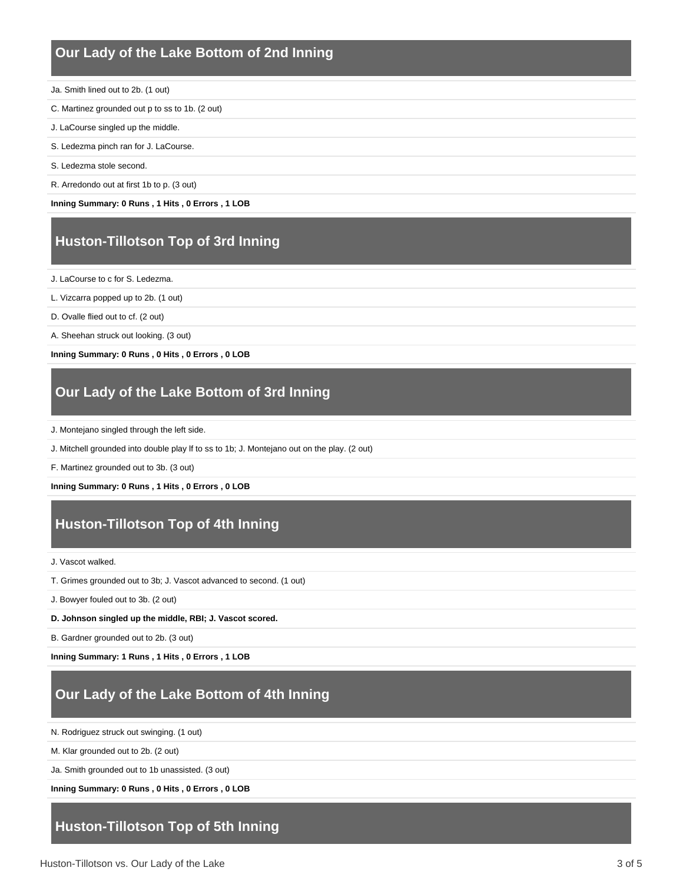## Our Lady of the Lake Bottom of 2nd Inning

Ja. Smith lined out to 2b. (1 out)

C. Martinez grounded out p to ss to 1b. (2 out)

J. LaCourse singled up the middle.

S. Ledezma pinch ran for J. LaCourse.

S. Ledezma stole second.

R. Arredondo out at first 1b to p. (3 out)

**Inning Summary: 0 Runs , 1 Hits , 0 Errors , 1 LOB**

## Huston-Tillotson Top of 3rd Inning

J. LaCourse to c for S. Ledezma.

L. Vizcarra popped up to 2b. (1 out)

D. Ovalle flied out to cf. (2 out)

A. Sheehan struck out looking. (3 out)

**Inning Summary: 0 Runs , 0 Hits , 0 Errors , 0 LOB**

## Our Lady of the Lake Bottom of 3rd Inning

J. Montejano singled through the left side.

J. Mitchell grounded into double play lf to ss to 1b; J. Montejano out on the play. (2 out)

F. Martinez grounded out to 3b. (3 out)

**Inning Summary: 0 Runs , 1 Hits , 0 Errors , 0 LOB**

## Huston-Tillotson Top of 4th Inning

J. Vascot walked.

T. Grimes grounded out to 3b; J. Vascot advanced to second. (1 out)

J. Bowyer fouled out to 3b. (2 out)

**D. Johnson singled up the middle, RBI; J. Vascot scored.**

B. Gardner grounded out to 2b. (3 out)

**Inning Summary: 1 Runs , 1 Hits , 0 Errors , 1 LOB**

## Our Lady of the Lake Bottom of 4th Inning

N. Rodriguez struck out swinging. (1 out)

M. Klar grounded out to 2b. (2 out)

Ja. Smith grounded out to 1b unassisted. (3 out)

**Inning Summary: 0 Runs , 0 Hits , 0 Errors , 0 LOB**

## Huston-Tillotson Top of 5th Inning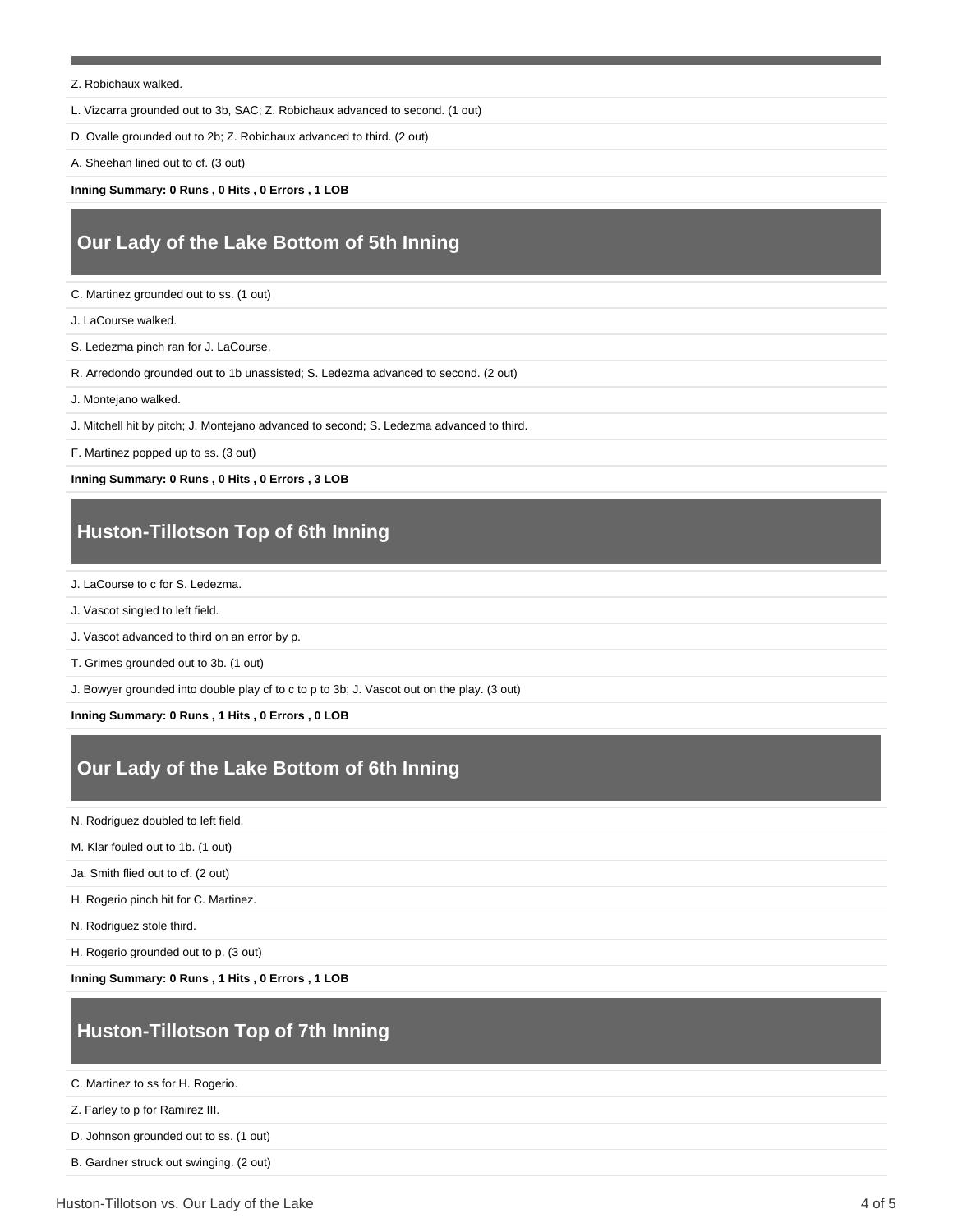Z. Robichaux walked.

L. Vizcarra grounded out to 3b, SAC; Z. Robichaux advanced to second. (1 out)

D. Ovalle grounded out to 2b; Z. Robichaux advanced to third. (2 out)

A. Sheehan lined out to cf. (3 out)

**Inning Summary: 0 Runs , 0 Hits , 0 Errors , 1 LOB**

## Our Lady of the Lake Bottom of 5th Inning

C. Martinez grounded out to ss. (1 out)

J. LaCourse walked.

S. Ledezma pinch ran for J. LaCourse.

R. Arredondo grounded out to 1b unassisted; S. Ledezma advanced to second. (2 out)

J. Montejano walked.

J. Mitchell hit by pitch; J. Montejano advanced to second; S. Ledezma advanced to third.

F. Martinez popped up to ss. (3 out)

**Inning Summary: 0 Runs , 0 Hits , 0 Errors , 3 LOB**

## Huston-Tillotson Top of 6th Inning

J. LaCourse to c for S. Ledezma.

J. Vascot singled to left field.

J. Vascot advanced to third on an error by p.

T. Grimes grounded out to 3b. (1 out)

J. Bowyer grounded into double play cf to c to p to 3b; J. Vascot out on the play. (3 out)

**Inning Summary: 0 Runs , 1 Hits , 0 Errors , 0 LOB**

## Our Lady of the Lake Bottom of 6th Inning

N. Rodriguez doubled to left field.

M. Klar fouled out to 1b. (1 out)

Ja. Smith flied out to cf. (2 out)

H. Rogerio pinch hit for C. Martinez.

N. Rodriguez stole third.

H. Rogerio grounded out to p. (3 out)

**Inning Summary: 0 Runs , 1 Hits , 0 Errors , 1 LOB**

## Huston-Tillotson Top of 7th Inning

C. Martinez to ss for H. Rogerio.

Z. Farley to p for Ramirez III.

D. Johnson grounded out to ss. (1 out)

B. Gardner struck out swinging. (2 out)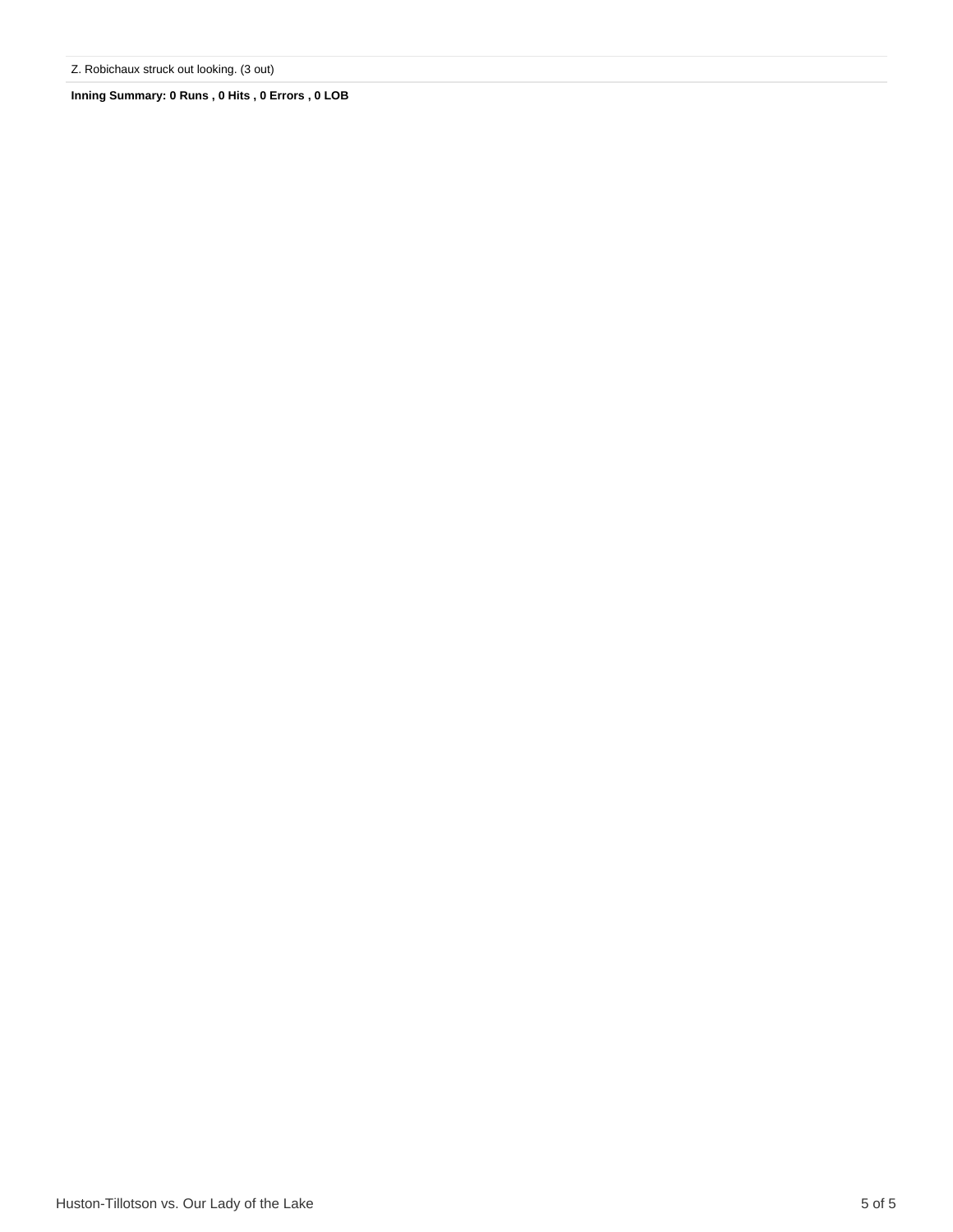Z. Robichaux struck out looking. (3 out)

**Inning Summary: 0 Runs , 0 Hits , 0 Errors , 0 LOB**